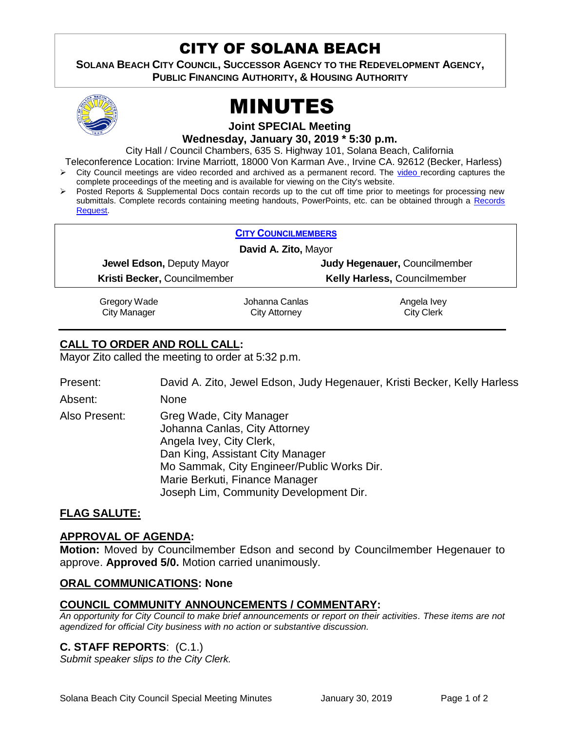# CITY OF SOLANA BEACH

**SOLANA BEACH CITY COUNCIL, SUCCESSOR AGENCY TO THE REDEVELOPMENT AGENCY, PUBLIC FINANCING AUTHORITY, & HOUSING AUTHORITY**

# MINUTES

**Joint SPECIAL Meeting**

**Wednesday, January 30, 2019 * 5:30 p.m.**

City Hall / Council Chambers, 635 S. Highway 101, Solana Beach, California

Teleconference Location: Irvine Marriott, 18000 Von Karman Ave., Irvine CA. 92612 (Becker, Harless)

- City Council meetings are video recorded and archived as a permanent record. The video recording captures the complete proceedings of the meeting and is available for viewing on the City's website.
- Posted Reports & Supplemental Docs contain records up to the cut off time prior to meetings for processing new submittals. Complete records containing meeting handouts, PowerPoints, etc. can be obtained through a Records Request.

**CITY COUNCILMEMBERS**

**David A. Zito,** Mayor

| | |
|---|---|
| **Jewel Edson,** Deputy Mayor | **Judy Hegenauer,** Councilmember |
| **Kristi Becker,** Councilmember | **Kelly Harless,** Councilmember |

| Gregory Wade | Johanna Canlas | Angela Ivey |
|---|---|---|
| City Manager | City Attorney | City Clerk |

## CALL TO ORDER AND ROLL CALL:

Mayor Zito called the meeting to order at 5:32 p.m.

Present: David A. Zito, Jewel Edson, Judy Hegenauer, Kristi Becker, Kelly Harless

Absent: None

Also Present:
Greg Wade, City Manager
Johanna Canlas, City Attorney
Angela Ivey, City Clerk,
Dan King, Assistant City Manager
Mo Sammak, City Engineer/Public Works Dir.
Marie Berkuti, Finance Manager
Joseph Lim, Community Development Dir.

## FLAG SALUTE:

## APPROVAL OF AGENDA:

**Motion:** Moved by Councilmember Edson and second by Councilmember Hegenauer to approve. **Approved 5/0.** Motion carried unanimously.

## ORAL COMMUNICATIONS: None

## COUNCIL COMMUNITY ANNOUNCEMENTS / COMMENTARY:

*An opportunity for City Council to make brief announcements or report on their activities. These items are not agendized for official City business with no action or substantive discussion.*

## C. STAFF REPORTS: (C.1.)

*Submit speaker slips to the City Clerk.*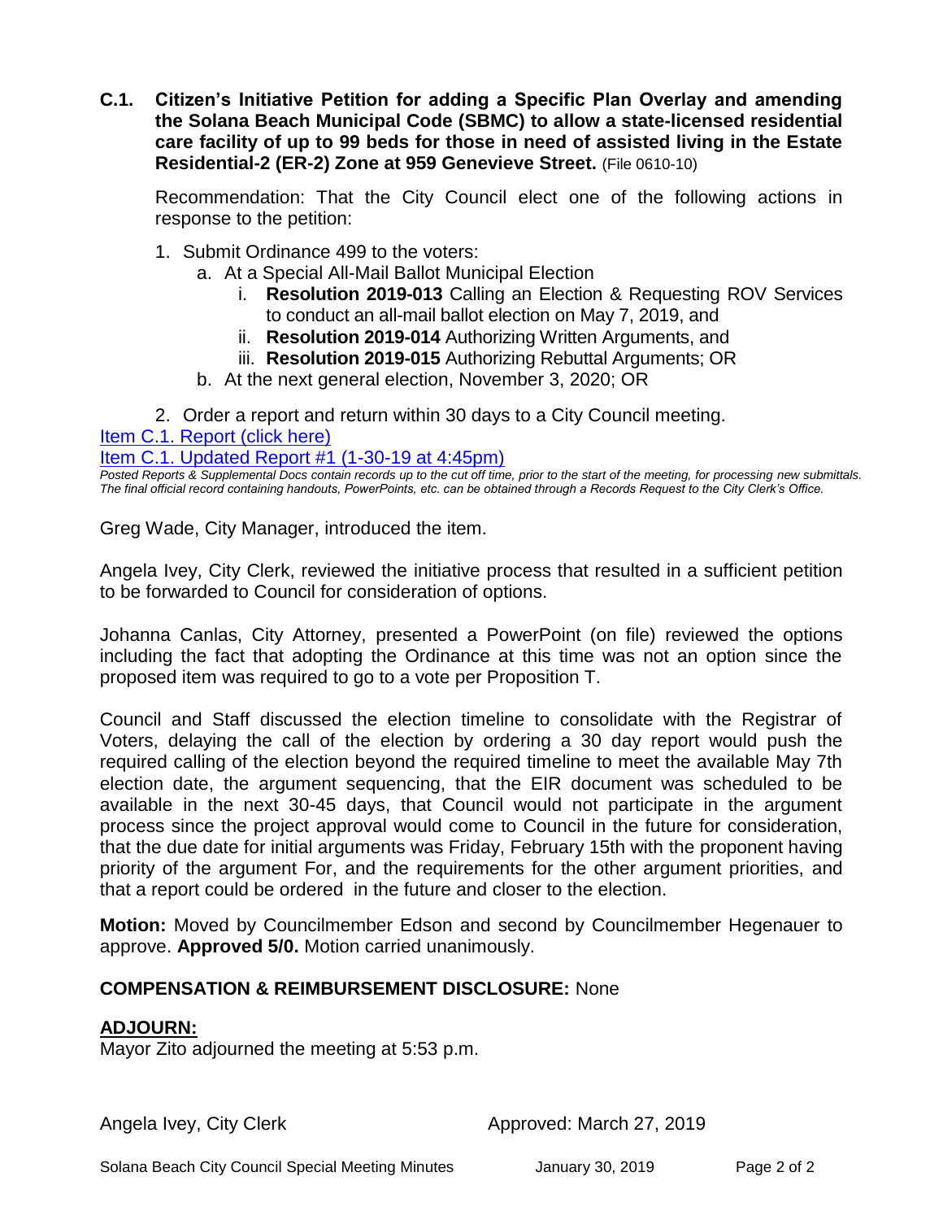**C.1. Citizen's Initiative Petition for adding a Specific Plan Overlay and amending the Solana Beach Municipal Code (SBMC) to allow a state-licensed residential care facility of up to 99 beds for those in need of assisted living in the Estate Residential-2 (ER-2) Zone at 959 Genevieve Street.** (File 0610-10)

Recommendation: That the City Council elect one of the following actions in response to the petition:

1. Submit Ordinance 499 to the voters:
   a. At a Special All-Mail Ballot Municipal Election
      i. **Resolution 2019-013** Calling an Election & Requesting ROV Services to conduct an all-mail ballot election on May 7, 2019, and
      ii. **Resolution 2019-014** Authorizing Written Arguments, and
      iii. **Resolution 2019-015** Authorizing Rebuttal Arguments; OR
   b. At the next general election, November 3, 2020; OR
2. Order a report and return within 30 days to a City Council meeting.

Item C.1. Report (click here)
Item C.1. Updated Report #1 (1-30-19 at 4:45pm)

*Posted Reports & Supplemental Docs contain records up to the cut off time, prior to the start of the meeting, for processing new submittals. The final official record containing handouts, PowerPoints, etc. can be obtained through a Records Request to the City Clerk's Office.*

Greg Wade, City Manager, introduced the item.

Angela Ivey, City Clerk, reviewed the initiative process that resulted in a sufficient petition to be forwarded to Council for consideration of options.

Johanna Canlas, City Attorney, presented a PowerPoint (on file) reviewed the options including the fact that adopting the Ordinance at this time was not an option since the proposed item was required to go to a vote per Proposition T.

Council and Staff discussed the election timeline to consolidate with the Registrar of Voters, delaying the call of the election by ordering a 30 day report would push the required calling of the election beyond the required timeline to meet the available May 7th election date, the argument sequencing, that the EIR document was scheduled to be available in the next 30-45 days, that Council would not participate in the argument process since the project approval would come to Council in the future for consideration, that the due date for initial arguments was Friday, February 15th with the proponent having priority of the argument For, and the requirements for the other argument priorities, and that a report could be ordered in the future and closer to the election.

**Motion:** Moved by Councilmember Edson and second by Councilmember Hegenauer to approve. **Approved 5/0.** Motion carried unanimously.

**COMPENSATION & REIMBURSEMENT DISCLOSURE:** None

**ADJOURN:**

Mayor Zito adjourned the meeting at 5:53 p.m.

Angela Ivey, City Clerk    Approved: March 27, 2019